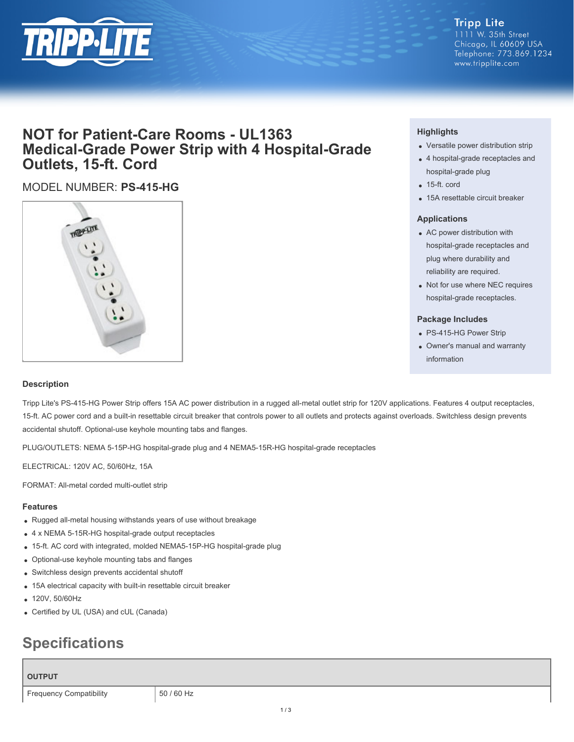Tripp Lite
1111 W. 35th Street
Chicago, IL 60609 USA
Telephone: 773.869.1234
www.tripplite.com

# NOT for Patient-Care Rooms - UL1363 Medical-Grade Power Strip with 4 Hospital-Grade Outlets, 15-ft. Cord

MODEL NUMBER: **PS-415-HG**

### Highlights

- Versatile power distribution strip
- 4 hospital-grade receptacles and hospital-grade plug
- 15-ft. cord
- 15A resettable circuit breaker

### Applications

- AC power distribution with hospital-grade receptacles and plug where durability and reliability are required.
- Not for use where NEC requires hospital-grade receptacles.

### Package Includes

- PS-415-HG Power Strip
- Owner's manual and warranty information

### Description

Tripp Lite's PS-415-HG Power Strip offers 15A AC power distribution in a rugged all-metal outlet strip for 120V applications. Features 4 output receptacles, 15-ft. AC power cord and a built-in resettable circuit breaker that controls power to all outlets and protects against overloads. Switchless design prevents accidental shutoff. Optional-use keyhole mounting tabs and flanges.

PLUG/OUTLETS: NEMA 5-15P-HG hospital-grade plug and 4 NEMA5-15R-HG hospital-grade receptacles

ELECTRICAL: 120V AC, 50/60Hz, 15A

FORMAT: All-metal corded multi-outlet strip

### Features

- Rugged all-metal housing withstands years of use without breakage
- 4 x NEMA 5-15R-HG hospital-grade output receptacles
- 15-ft. AC cord with integrated, molded NEMA5-15P-HG hospital-grade plug
- Optional-use keyhole mounting tabs and flanges
- Switchless design prevents accidental shutoff
- 15A electrical capacity with built-in resettable circuit breaker
- 120V, 50/60Hz
- Certified by UL (USA) and cUL (Canada)

## Specifications

| OUTPUT | |
|---|---|
| Frequency Compatibility | 50 / 60 Hz |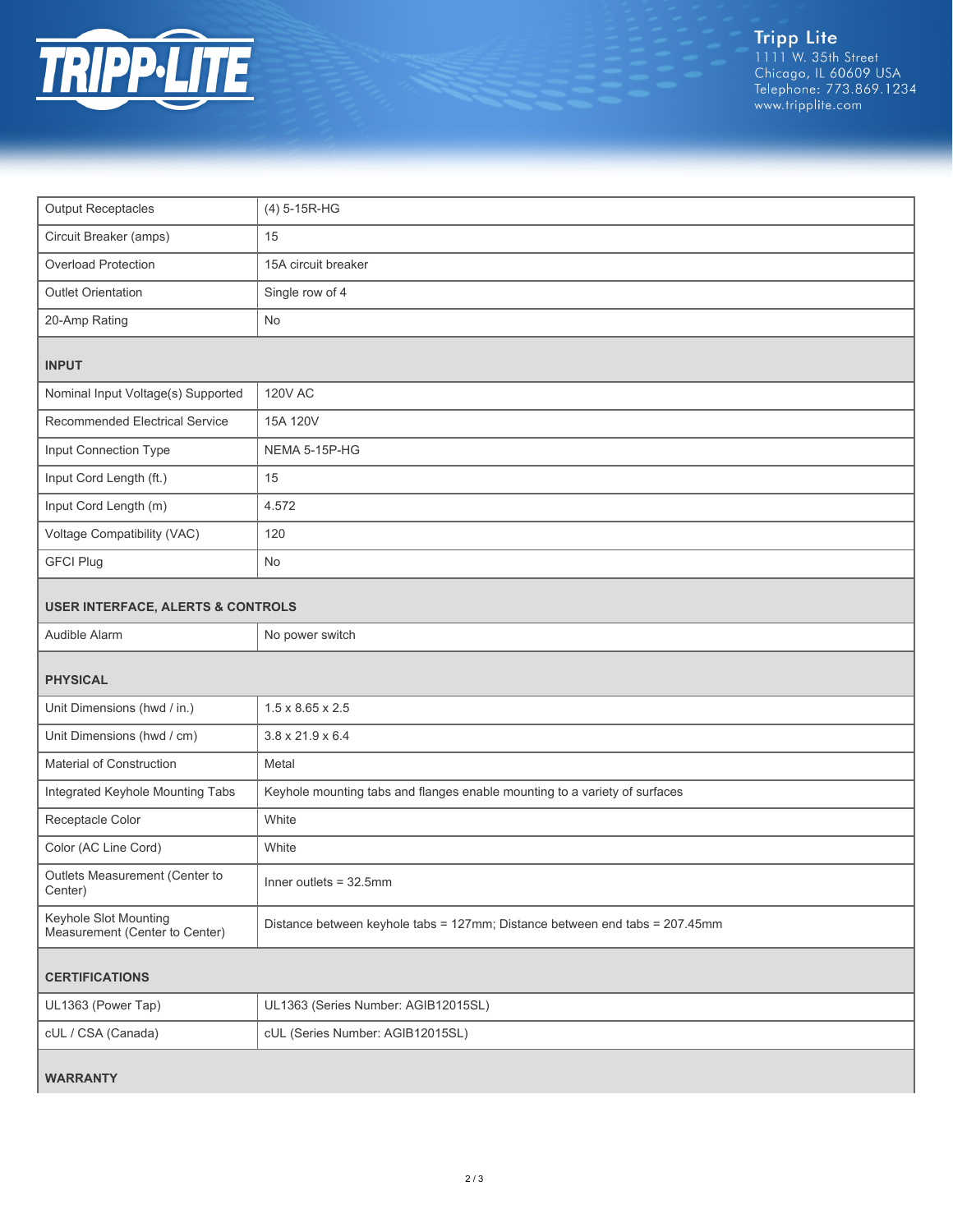| | |
|---|---|
| Output Receptacles | (4) 5-15R-HG |
| Circuit Breaker (amps) | 15 |
| Overload Protection | 15A circuit breaker |
| Outlet Orientation | Single row of 4 |
| 20-Amp Rating | No |
| **INPUT** | |
| Nominal Input Voltage(s) Supported | 120V AC |
| Recommended Electrical Service | 15A 120V |
| Input Connection Type | NEMA 5-15P-HG |
| Input Cord Length (ft.) | 15 |
| Input Cord Length (m) | 4.572 |
| Voltage Compatibility (VAC) | 120 |
| GFCI Plug | No |
| **USER INTERFACE, ALERTS & CONTROLS** | |
| Audible Alarm | No power switch |
| **PHYSICAL** | |
| Unit Dimensions (hwd / in.) | 1.5 x 8.65 x 2.5 |
| Unit Dimensions (hwd / cm) | 3.8 x 21.9 x 6.4 |
| Material of Construction | Metal |
| Integrated Keyhole Mounting Tabs | Keyhole mounting tabs and flanges enable mounting to a variety of surfaces |
| Receptacle Color | White |
| Color (AC Line Cord) | White |
| Outlets Measurement (Center to Center) | Inner outlets = 32.5mm |
| Keyhole Slot Mounting Measurement (Center to Center) | Distance between keyhole tabs = 127mm; Distance between end tabs = 207.45mm |
| **CERTIFICATIONS** | |
| UL1363 (Power Tap) | UL1363 (Series Number: AGIB12015SL) |
| cUL / CSA (Canada) | cUL (Series Number: AGIB12015SL) |
| **WARRANTY** | |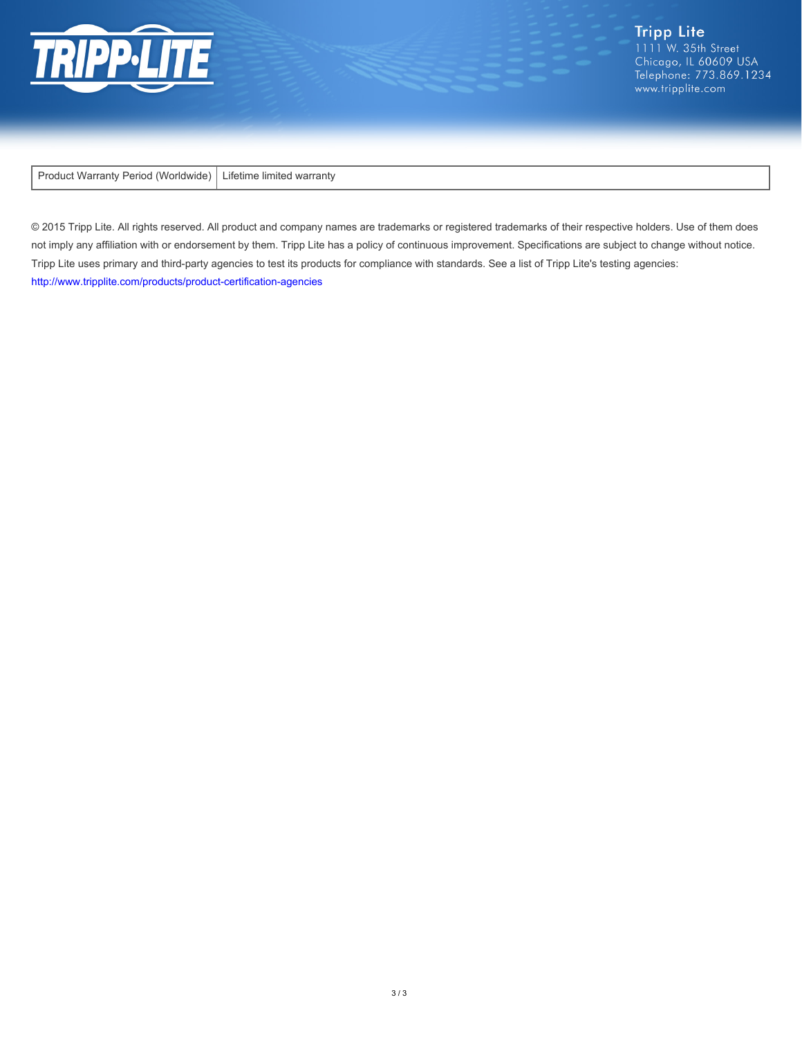| | |
|---|---|
| Product Warranty Period (Worldwide) | Lifetime limited warranty |

© 2015 Tripp Lite. All rights reserved. All product and company names are trademarks or registered trademarks of their respective holders. Use of them does not imply any affiliation with or endorsement by them. Tripp Lite has a policy of continuous improvement. Specifications are subject to change without notice. Tripp Lite uses primary and third-party agencies to test its products for compliance with standards. See a list of Tripp Lite's testing agencies: http://www.tripplite.com/products/product-certification-agencies